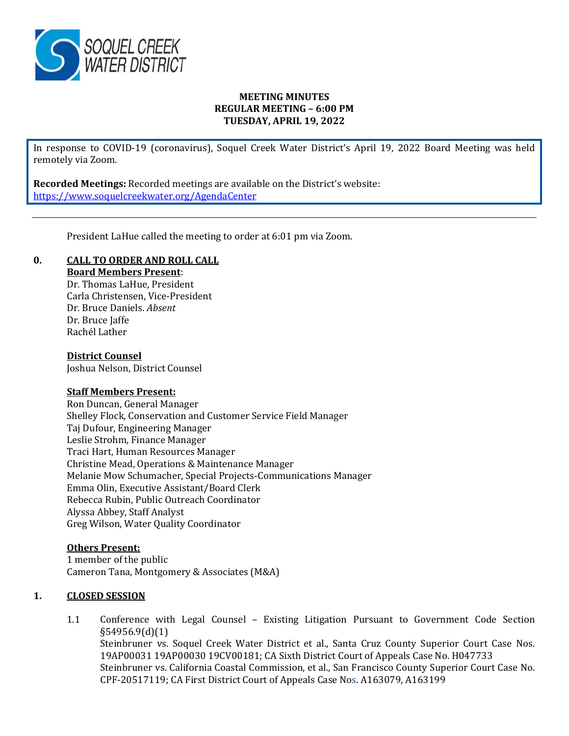SOQUEL CREEK WATER DISTRICT

**MEETING MINUTES**
**REGULAR MEETING – 6:00 PM**
**TUESDAY, APRIL 19, 2022**

In response to COVID-19 (coronavirus), Soquel Creek Water District's April 19, 2022 Board Meeting was held remotely via Zoom.

**Recorded Meetings:** Recorded meetings are available on the District's website: https://www.soquelcreekwater.org/AgendaCenter

---

President LaHue called the meeting to order at 6:01 pm via Zoom.

## 0. CALL TO ORDER AND ROLL CALL

**Board Members Present**:
Dr. Thomas LaHue, President
Carla Christensen, Vice-President
Dr. Bruce Daniels. *Absent*
Dr. Bruce Jaffe
Rachél Lather

**District Counsel**
Joshua Nelson, District Counsel

**Staff Members Present:**
Ron Duncan, General Manager
Shelley Flock, Conservation and Customer Service Field Manager
Taj Dufour, Engineering Manager
Leslie Strohm, Finance Manager
Traci Hart, Human Resources Manager
Christine Mead, Operations & Maintenance Manager
Melanie Mow Schumacher, Special Projects-Communications Manager
Emma Olin, Executive Assistant/Board Clerk
Rebecca Rubin, Public Outreach Coordinator
Alyssa Abbey, Staff Analyst
Greg Wilson, Water Quality Coordinator

**Others Present:**
1 member of the public
Cameron Tana, Montgomery & Associates (M&A)

## 1. CLOSED SESSION

1.1 Conference with Legal Counsel – Existing Litigation Pursuant to Government Code Section §54956.9(d)(1)
Steinbruner vs. Soquel Creek Water District et al., Santa Cruz County Superior Court Case Nos. 19AP00031 19AP00030 19CV00181; CA Sixth District Court of Appeals Case No. H047733
Steinbruner vs. California Coastal Commission, et al., San Francisco County Superior Court Case No. CPF-20517119; CA First District Court of Appeals Case Nos. A163079, A163199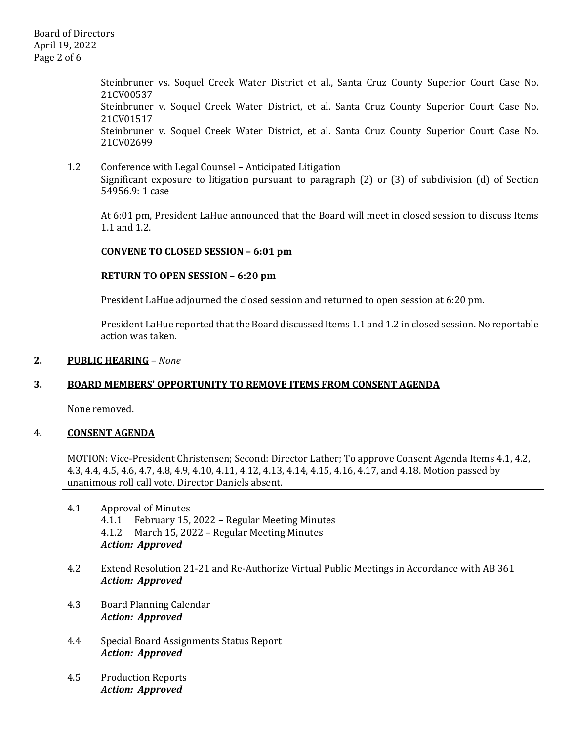Steinbruner vs. Soquel Creek Water District et al., Santa Cruz County Superior Court Case No. 21CV00537
Steinbruner v. Soquel Creek Water District, et al. Santa Cruz County Superior Court Case No. 21CV01517
Steinbruner v. Soquel Creek Water District, et al. Santa Cruz County Superior Court Case No. 21CV02699

1.2 Conference with Legal Counsel – Anticipated Litigation
Significant exposure to litigation pursuant to paragraph (2) or (3) of subdivision (d) of Section 54956.9: 1 case

At 6:01 pm, President LaHue announced that the Board will meet in closed session to discuss Items 1.1 and 1.2.

**CONVENE TO CLOSED SESSION – 6:01 pm**

**RETURN TO OPEN SESSION – 6:20 pm**

President LaHue adjourned the closed session and returned to open session at 6:20 pm.

President LaHue reported that the Board discussed Items 1.1 and 1.2 in closed session. No reportable action was taken.

## 2. PUBLIC HEARING – *None*

## 3. BOARD MEMBERS' OPPORTUNITY TO REMOVE ITEMS FROM CONSENT AGENDA

None removed.

## 4. CONSENT AGENDA

MOTION: Vice-President Christensen; Second: Director Lather; To approve Consent Agenda Items 4.1, 4.2, 4.3, 4.4, 4.5, 4.6, 4.7, 4.8, 4.9, 4.10, 4.11, 4.12, 4.13, 4.14, 4.15, 4.16, 4.17, and 4.18. Motion passed by unanimous roll call vote. Director Daniels absent.

4.1 Approval of Minutes
- 4.1.1 February 15, 2022 – Regular Meeting Minutes
- 4.1.2 March 15, 2022 – Regular Meeting Minutes

***Action: Approved***

4.2 Extend Resolution 21-21 and Re-Authorize Virtual Public Meetings in Accordance with AB 361
***Action: Approved***

4.3 Board Planning Calendar
***Action: Approved***

4.4 Special Board Assignments Status Report
***Action: Approved***

4.5 Production Reports
***Action: Approved***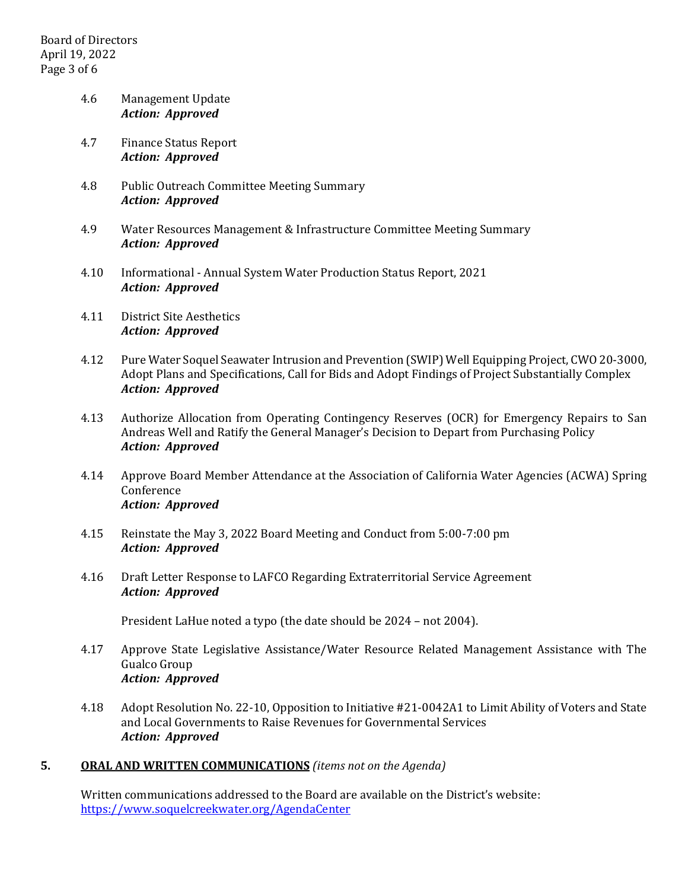4.6 Management Update
***Action: Approved***

4.7 Finance Status Report
***Action: Approved***

4.8 Public Outreach Committee Meeting Summary
***Action: Approved***

4.9 Water Resources Management & Infrastructure Committee Meeting Summary
***Action: Approved***

4.10 Informational - Annual System Water Production Status Report, 2021
***Action: Approved***

4.11 District Site Aesthetics
***Action: Approved***

4.12 Pure Water Soquel Seawater Intrusion and Prevention (SWIP) Well Equipping Project, CWO 20-3000, Adopt Plans and Specifications, Call for Bids and Adopt Findings of Project Substantially Complex
***Action: Approved***

4.13 Authorize Allocation from Operating Contingency Reserves (OCR) for Emergency Repairs to San Andreas Well and Ratify the General Manager's Decision to Depart from Purchasing Policy
***Action: Approved***

4.14 Approve Board Member Attendance at the Association of California Water Agencies (ACWA) Spring Conference
***Action: Approved***

4.15 Reinstate the May 3, 2022 Board Meeting and Conduct from 5:00-7:00 pm
***Action: Approved***

4.16 Draft Letter Response to LAFCO Regarding Extraterritorial Service Agreement
***Action: Approved***

President LaHue noted a typo (the date should be 2024 – not 2004).

4.17 Approve State Legislative Assistance/Water Resource Related Management Assistance with The Gualco Group
***Action: Approved***

4.18 Adopt Resolution No. 22-10, Opposition to Initiative #21-0042A1 to Limit Ability of Voters and State and Local Governments to Raise Revenues for Governmental Services
***Action: Approved***

## 5. ORAL AND WRITTEN COMMUNICATIONS *(items not on the Agenda)*

Written communications addressed to the Board are available on the District's website: https://www.soquelcreekwater.org/AgendaCenter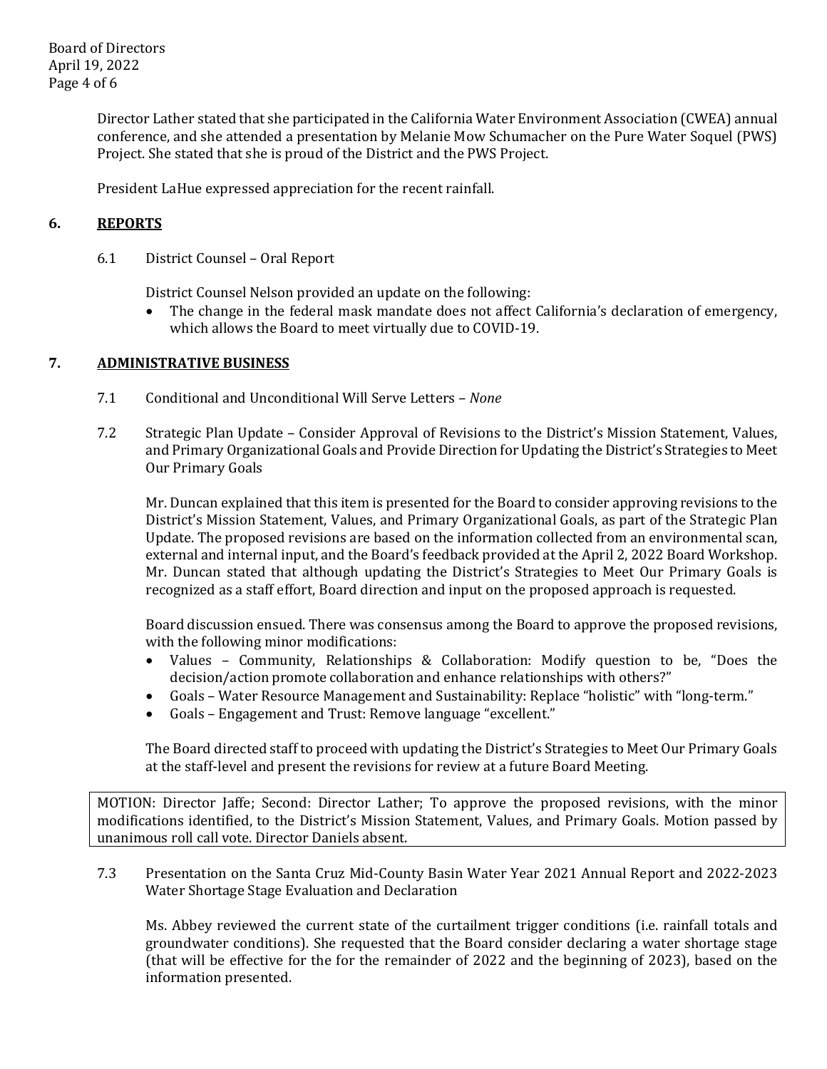Director Lather stated that she participated in the California Water Environment Association (CWEA) annual conference, and she attended a presentation by Melanie Mow Schumacher on the Pure Water Soquel (PWS) Project. She stated that she is proud of the District and the PWS Project.

President LaHue expressed appreciation for the recent rainfall.

## 6. REPORTS

6.1 District Counsel – Oral Report

District Counsel Nelson provided an update on the following:

- The change in the federal mask mandate does not affect California's declaration of emergency, which allows the Board to meet virtually due to COVID-19.

## 7. ADMINISTRATIVE BUSINESS

7.1 Conditional and Unconditional Will Serve Letters – *None*

7.2 Strategic Plan Update – Consider Approval of Revisions to the District's Mission Statement, Values, and Primary Organizational Goals and Provide Direction for Updating the District's Strategies to Meet Our Primary Goals

Mr. Duncan explained that this item is presented for the Board to consider approving revisions to the District's Mission Statement, Values, and Primary Organizational Goals, as part of the Strategic Plan Update. The proposed revisions are based on the information collected from an environmental scan, external and internal input, and the Board's feedback provided at the April 2, 2022 Board Workshop. Mr. Duncan stated that although updating the District's Strategies to Meet Our Primary Goals is recognized as a staff effort, Board direction and input on the proposed approach is requested.

Board discussion ensued. There was consensus among the Board to approve the proposed revisions, with the following minor modifications:

- Values – Community, Relationships & Collaboration: Modify question to be, "Does the decision/action promote collaboration and enhance relationships with others?"
- Goals – Water Resource Management and Sustainability: Replace "holistic" with "long-term."
- Goals – Engagement and Trust: Remove language "excellent."

The Board directed staff to proceed with updating the District's Strategies to Meet Our Primary Goals at the staff-level and present the revisions for review at a future Board Meeting.

MOTION: Director Jaffe; Second: Director Lather; To approve the proposed revisions, with the minor modifications identified, to the District's Mission Statement, Values, and Primary Goals. Motion passed by unanimous roll call vote. Director Daniels absent.

7.3 Presentation on the Santa Cruz Mid-County Basin Water Year 2021 Annual Report and 2022-2023 Water Shortage Stage Evaluation and Declaration

Ms. Abbey reviewed the current state of the curtailment trigger conditions (i.e. rainfall totals and groundwater conditions). She requested that the Board consider declaring a water shortage stage (that will be effective for the for the remainder of 2022 and the beginning of 2023), based on the information presented.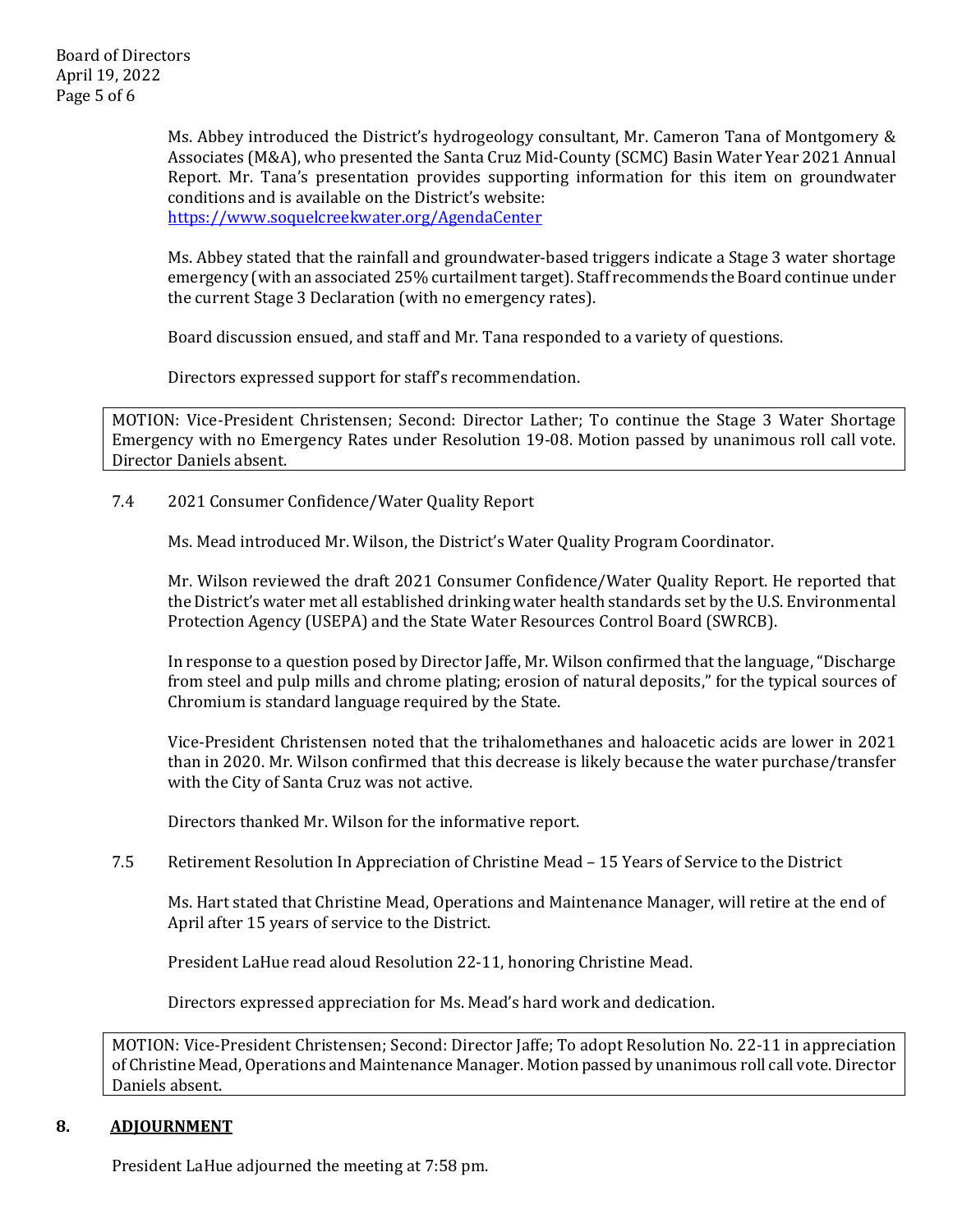Ms. Abbey introduced the District's hydrogeology consultant, Mr. Cameron Tana of Montgomery & Associates (M&A), who presented the Santa Cruz Mid-County (SCMC) Basin Water Year 2021 Annual Report. Mr. Tana's presentation provides supporting information for this item on groundwater conditions and is available on the District's website: [https://www.soquelcreekwater.org/AgendaCenter](https://www.soquelcreekwater.org/AgendaCenter)

Ms. Abbey stated that the rainfall and groundwater-based triggers indicate a Stage 3 water shortage emergency (with an associated 25% curtailment target). Staff recommends the Board continue under the current Stage 3 Declaration (with no emergency rates).

Board discussion ensued, and staff and Mr. Tana responded to a variety of questions.

Directors expressed support for staff's recommendation.

> MOTION: Vice-President Christensen; Second: Director Lather; To continue the Stage 3 Water Shortage Emergency with no Emergency Rates under Resolution 19-08. Motion passed by unanimous roll call vote. Director Daniels absent.

7.4 2021 Consumer Confidence/Water Quality Report

Ms. Mead introduced Mr. Wilson, the District's Water Quality Program Coordinator.

Mr. Wilson reviewed the draft 2021 Consumer Confidence/Water Quality Report. He reported that the District's water met all established drinking water health standards set by the U.S. Environmental Protection Agency (USEPA) and the State Water Resources Control Board (SWRCB).

In response to a question posed by Director Jaffe, Mr. Wilson confirmed that the language, "Discharge from steel and pulp mills and chrome plating; erosion of natural deposits," for the typical sources of Chromium is standard language required by the State.

Vice-President Christensen noted that the trihalomethanes and haloacetic acids are lower in 2021 than in 2020. Mr. Wilson confirmed that this decrease is likely because the water purchase/transfer with the City of Santa Cruz was not active.

Directors thanked Mr. Wilson for the informative report.

7.5 Retirement Resolution In Appreciation of Christine Mead – 15 Years of Service to the District

Ms. Hart stated that Christine Mead, Operations and Maintenance Manager, will retire at the end of April after 15 years of service to the District.

President LaHue read aloud Resolution 22-11, honoring Christine Mead.

Directors expressed appreciation for Ms. Mead's hard work and dedication.

> MOTION: Vice-President Christensen; Second: Director Jaffe; To adopt Resolution No. 22-11 in appreciation of Christine Mead, Operations and Maintenance Manager. Motion passed by unanimous roll call vote. Director Daniels absent.

## 8. ADJOURNMENT

President LaHue adjourned the meeting at 7:58 pm.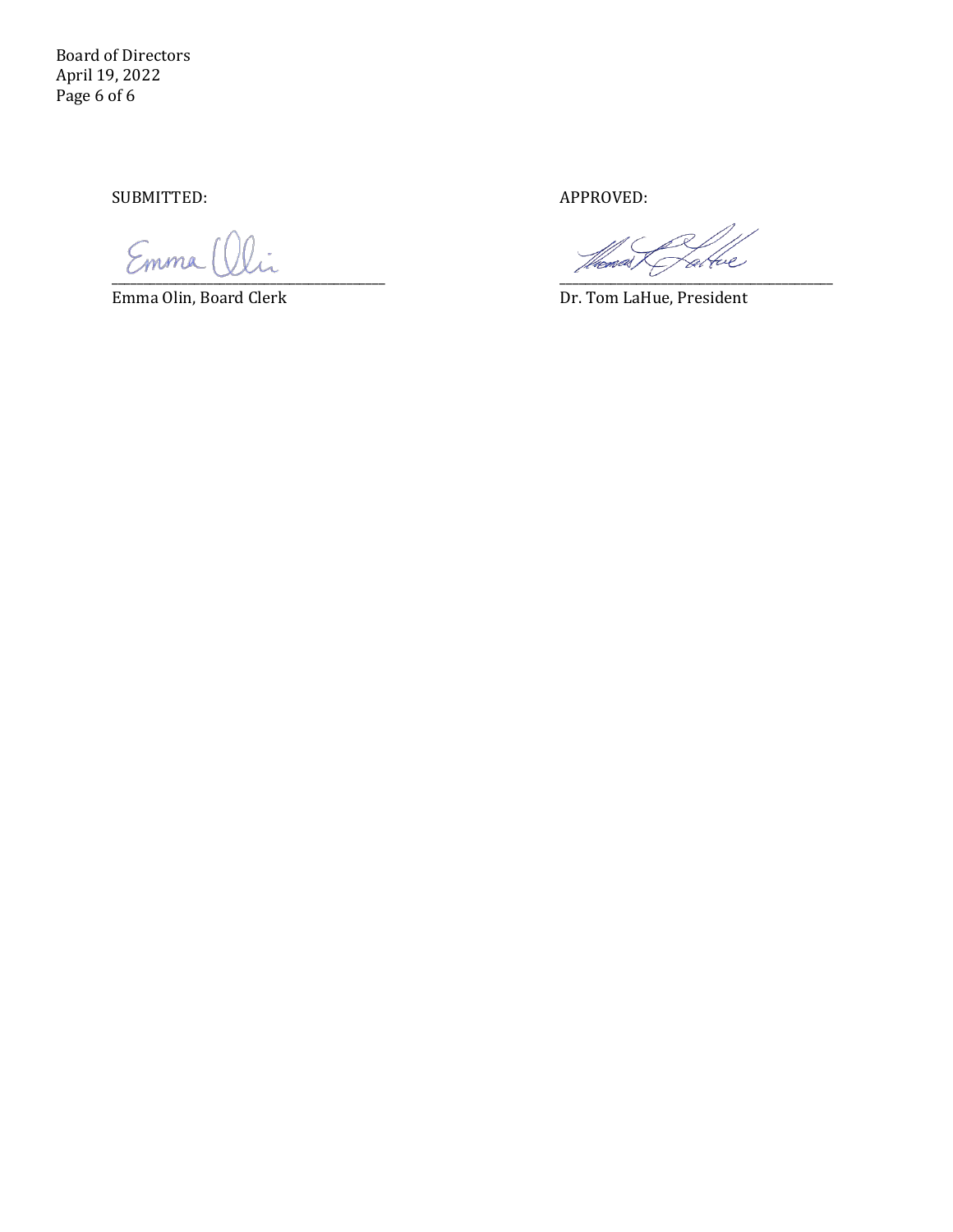SUBMITTED:

Emma Olin

\_\_\_\_\_\_\_\_\_\_\_\_\_\_\_\_\_\_\_\_\_\_\_\_\_\_\_\_\_\_\_\_\_\_\_\_\_\_\_\_

Emma Olin, Board Clerk

APPROVED:

Thomas K LaHue

\_\_\_\_\_\_\_\_\_\_\_\_\_\_\_\_\_\_\_\_\_\_\_\_\_\_\_\_\_\_\_\_\_\_\_\_\_\_\_\_

Dr. Tom LaHue, President